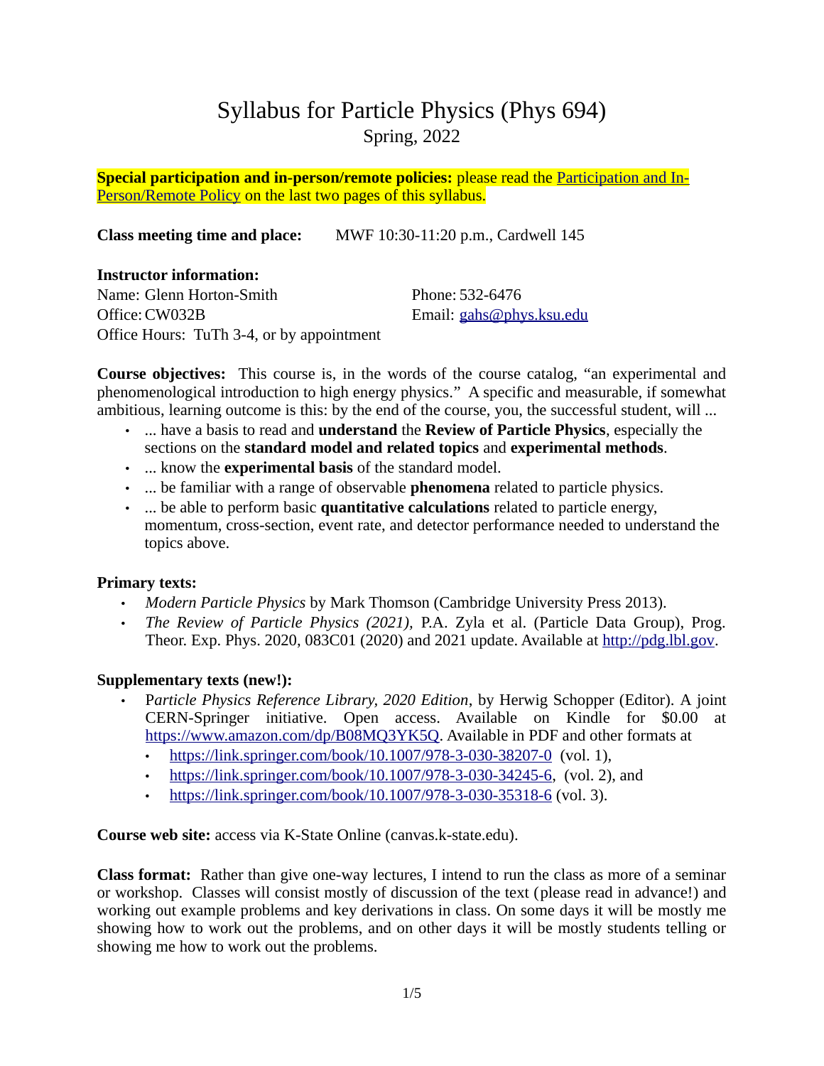# Syllabus for Particle Physics (Phys 694)

Spring, 2022

**Special participation and in-person/remote policies:** please read the [Participation and In-Person/Remote Policy]() on the last two pages of this syllabus.

**Class meeting time and place:** MWF 10:30-11:20 p.m., Cardwell 145

**Instructor information:**

Name: Glenn Horton-Smith

Office: CW032B

Office Hours: TuTh 3-4, or by appointment

Phone: 532-6476

Email: gahs@phys.ksu.edu

**Course objectives:** This course is, in the words of the course catalog, "an experimental and phenomenological introduction to high energy physics." A specific and measurable, if somewhat ambitious, learning outcome is this: by the end of the course, you, the successful student, will ...

- ... have a basis to read and **understand** the **Review of Particle Physics**, especially the sections on the **standard model and related topics** and **experimental methods**.
- ... know the **experimental basis** of the standard model.
- ... be familiar with a range of observable **phenomena** related to particle physics.
- ... be able to perform basic **quantitative calculations** related to particle energy, momentum, cross-section, event rate, and detector performance needed to understand the topics above.

**Primary texts:**

- *Modern Particle Physics* by Mark Thomson (Cambridge University Press 2013).
- *The Review of Particle Physics (2021),* P.A. Zyla et al. (Particle Data Group), Prog. Theor. Exp. Phys. 2020, 083C01 (2020) and 2021 update. Available at http://pdg.lbl.gov.

**Supplementary texts (new!):**

- P*article Physics Reference Library, 2020 Edition*, by Herwig Schopper (Editor). A joint CERN-Springer initiative. Open access. Available on Kindle for $0.00 at https://www.amazon.com/dp/B08MQ3YK5Q. Available in PDF and other formats at
  - https://link.springer.com/book/10.1007/978-3-030-38207-0 (vol. 1),
  - https://link.springer.com/book/10.1007/978-3-030-34245-6, (vol. 2), and
  - https://link.springer.com/book/10.1007/978-3-030-35318-6 (vol. 3).

**Course web site:** access via K-State Online (canvas.k-state.edu).

**Class format:** Rather than give one-way lectures, I intend to run the class as more of a seminar or workshop. Classes will consist mostly of discussion of the text (please read in advance!) and working out example problems and key derivations in class. On some days it will be mostly me showing how to work out the problems, and on other days it will be mostly students telling or showing me how to work out the problems.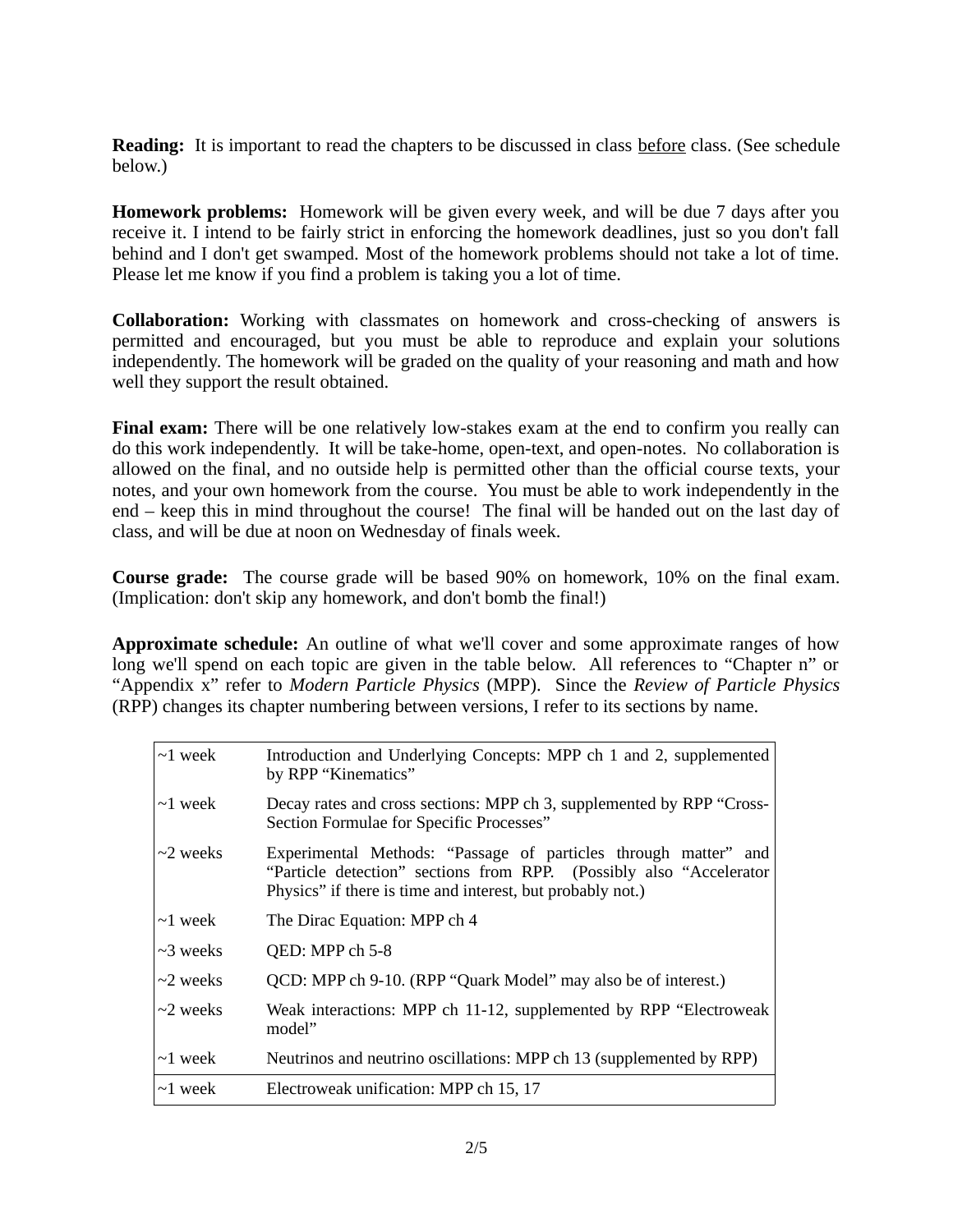**Reading:** It is important to read the chapters to be discussed in class <u>before</u> class. (See schedule below.)

**Homework problems:** Homework will be given every week, and will be due 7 days after you receive it. I intend to be fairly strict in enforcing the homework deadlines, just so you don't fall behind and I don't get swamped. Most of the homework problems should not take a lot of time. Please let me know if you find a problem is taking you a lot of time.

**Collaboration:** Working with classmates on homework and cross-checking of answers is permitted and encouraged, but you must be able to reproduce and explain your solutions independently. The homework will be graded on the quality of your reasoning and math and how well they support the result obtained.

**Final exam:** There will be one relatively low-stakes exam at the end to confirm you really can do this work independently. It will be take-home, open-text, and open-notes. No collaboration is allowed on the final, and no outside help is permitted other than the official course texts, your notes, and your own homework from the course. You must be able to work independently in the end – keep this in mind throughout the course! The final will be handed out on the last day of class, and will be due at noon on Wednesday of finals week.

**Course grade:** The course grade will be based 90% on homework, 10% on the final exam. (Implication: don't skip any homework, and don't bomb the final!)

**Approximate schedule:** An outline of what we'll cover and some approximate ranges of how long we'll spend on each topic are given in the table below. All references to "Chapter n" or "Appendix x" refer to *Modern Particle Physics* (MPP). Since the *Review of Particle Physics* (RPP) changes its chapter numbering between versions, I refer to its sections by name.

| Duration | Topic |
|---|---|
| ~1 week | Introduction and Underlying Concepts: MPP ch 1 and 2, supplemented by RPP "Kinematics" |
| ~1 week | Decay rates and cross sections: MPP ch 3, supplemented by RPP "Cross-Section Formulae for Specific Processes" |
| ~2 weeks | Experimental Methods: "Passage of particles through matter" and "Particle detection" sections from RPP. (Possibly also "Accelerator Physics" if there is time and interest, but probably not.) |
| ~1 week | The Dirac Equation: MPP ch 4 |
| ~3 weeks | QED: MPP ch 5-8 |
| ~2 weeks | QCD: MPP ch 9-10. (RPP "Quark Model" may also be of interest.) |
| ~2 weeks | Weak interactions: MPP ch 11-12, supplemented by RPP "Electroweak model" |
| ~1 week | Neutrinos and neutrino oscillations: MPP ch 13 (supplemented by RPP) |
| ~1 week | Electroweak unification: MPP ch 15, 17 |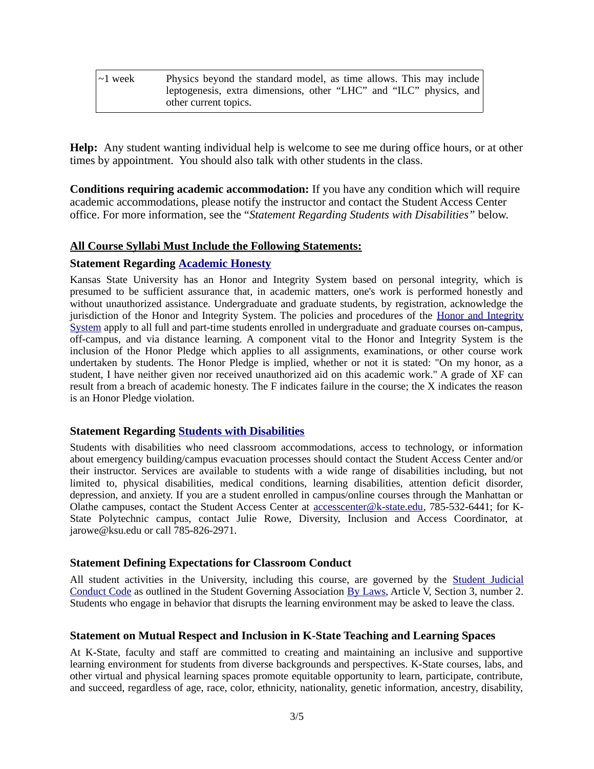| ~1 week | Physics beyond the standard model, as time allows. This may include leptogenesis, extra dimensions, other "LHC" and "ILC" physics, and other current topics. |
|---|---|

**Help:** Any student wanting individual help is welcome to see me during office hours, or at other times by appointment. You should also talk with other students in the class.

**Conditions requiring academic accommodation:** If you have any condition which will require academic accommodations, please notify the instructor and contact the Student Access Center office. For more information, see the "*Statement Regarding Students with Disabilities*" below.

**<u>All Course Syllabi Must Include the Following Statements:</u>**

### Statement Regarding Academic Honesty

Kansas State University has an Honor and Integrity System based on personal integrity, which is presumed to be sufficient assurance that, in academic matters, one's work is performed honestly and without unauthorized assistance. Undergraduate and graduate students, by registration, acknowledge the jurisdiction of the Honor and Integrity System. The policies and procedures of the Honor and Integrity System apply to all full and part-time students enrolled in undergraduate and graduate courses on-campus, off-campus, and via distance learning. A component vital to the Honor and Integrity System is the inclusion of the Honor Pledge which applies to all assignments, examinations, or other course work undertaken by students. The Honor Pledge is implied, whether or not it is stated: "On my honor, as a student, I have neither given nor received unauthorized aid on this academic work." A grade of XF can result from a breach of academic honesty. The F indicates failure in the course; the X indicates the reason is an Honor Pledge violation.

### Statement Regarding Students with Disabilities

Students with disabilities who need classroom accommodations, access to technology, or information about emergency building/campus evacuation processes should contact the Student Access Center and/or their instructor. Services are available to students with a wide range of disabilities including, but not limited to, physical disabilities, medical conditions, learning disabilities, attention deficit disorder, depression, and anxiety. If you are a student enrolled in campus/online courses through the Manhattan or Olathe campuses, contact the Student Access Center at accesscenter@k-state.edu, 785-532-6441; for K-State Polytechnic campus, contact Julie Rowe, Diversity, Inclusion and Access Coordinator, at jarowe@ksu.edu or call 785-826-2971.

### Statement Defining Expectations for Classroom Conduct

All student activities in the University, including this course, are governed by the Student Judicial Conduct Code as outlined in the Student Governing Association By Laws, Article V, Section 3, number 2. Students who engage in behavior that disrupts the learning environment may be asked to leave the class.

### Statement on Mutual Respect and Inclusion in K-State Teaching and Learning Spaces

At K-State, faculty and staff are committed to creating and maintaining an inclusive and supportive learning environment for students from diverse backgrounds and perspectives. K-State courses, labs, and other virtual and physical learning spaces promote equitable opportunity to learn, participate, contribute, and succeed, regardless of age, race, color, ethnicity, nationality, genetic information, ancestry, disability,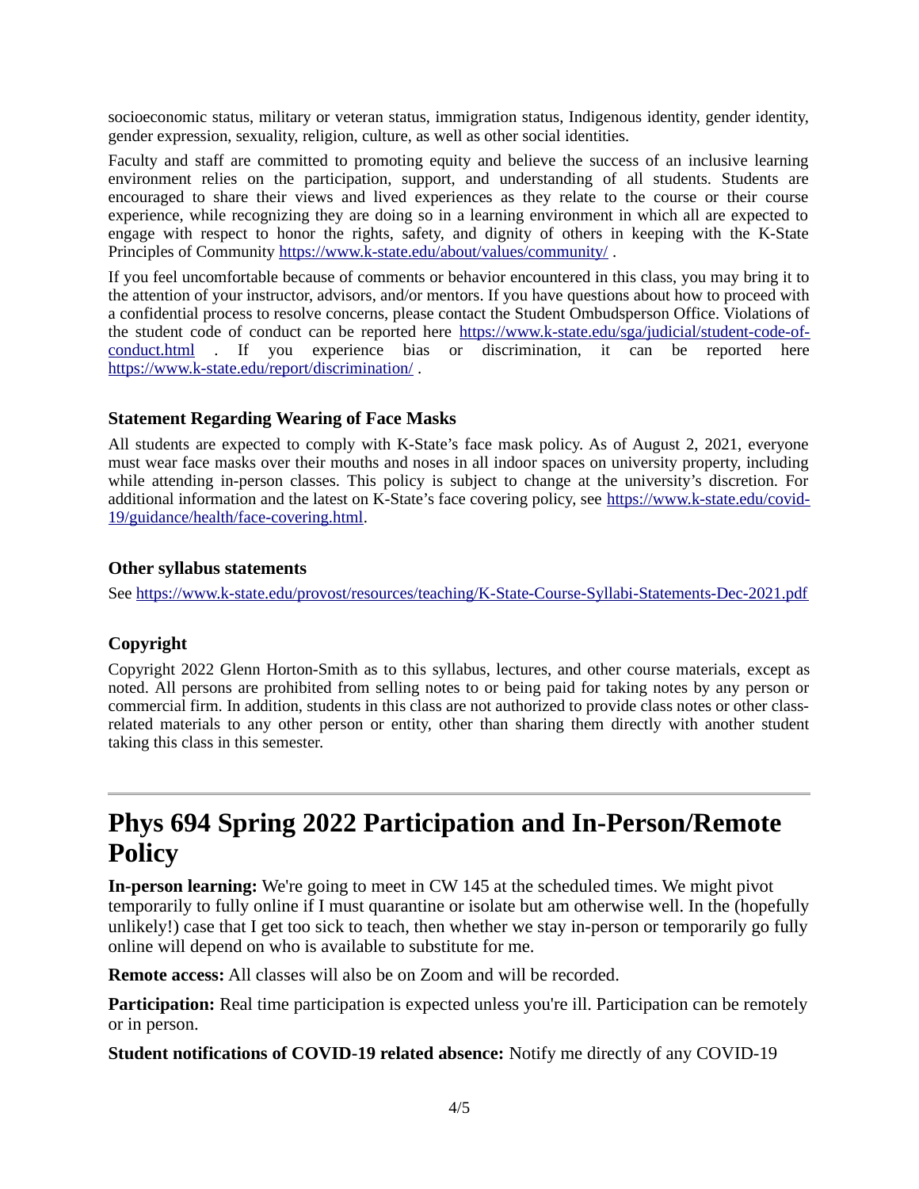socioeconomic status, military or veteran status, immigration status, Indigenous identity, gender identity, gender expression, sexuality, religion, culture, as well as other social identities.

Faculty and staff are committed to promoting equity and believe the success of an inclusive learning environment relies on the participation, support, and understanding of all students. Students are encouraged to share their views and lived experiences as they relate to the course or their course experience, while recognizing they are doing so in a learning environment in which all are expected to engage with respect to honor the rights, safety, and dignity of others in keeping with the K-State Principles of Community https://www.k-state.edu/about/values/community/ .

If you feel uncomfortable because of comments or behavior encountered in this class, you may bring it to the attention of your instructor, advisors, and/or mentors. If you have questions about how to proceed with a confidential process to resolve concerns, please contact the Student Ombudsperson Office. Violations of the student code of conduct can be reported here https://www.k-state.edu/sga/judicial/student-code-of-conduct.html . If you experience bias or discrimination, it can be reported here https://www.k-state.edu/report/discrimination/ .

### Statement Regarding Wearing of Face Masks

All students are expected to comply with K-State's face mask policy. As of August 2, 2021, everyone must wear face masks over their mouths and noses in all indoor spaces on university property, including while attending in-person classes. This policy is subject to change at the university's discretion. For additional information and the latest on K-State's face covering policy, see https://www.k-state.edu/covid-19/guidance/health/face-covering.html.

### Other syllabus statements

See https://www.k-state.edu/provost/resources/teaching/K-State-Course-Syllabi-Statements-Dec-2021.pdf

### Copyright

Copyright 2022 Glenn Horton-Smith as to this syllabus, lectures, and other course materials, except as noted. All persons are prohibited from selling notes to or being paid for taking notes by any person or commercial firm. In addition, students in this class are not authorized to provide class notes or other class-related materials to any other person or entity, other than sharing them directly with another student taking this class in this semester.

---

# Phys 694 Spring 2022 Participation and In-Person/Remote Policy

**In-person learning:** We're going to meet in CW 145 at the scheduled times. We might pivot temporarily to fully online if I must quarantine or isolate but am otherwise well. In the (hopefully unlikely!) case that I get too sick to teach, then whether we stay in-person or temporarily go fully online will depend on who is available to substitute for me.

**Remote access:** All classes will also be on Zoom and will be recorded.

**Participation:** Real time participation is expected unless you're ill. Participation can be remotely or in person.

**Student notifications of COVID-19 related absence:** Notify me directly of any COVID-19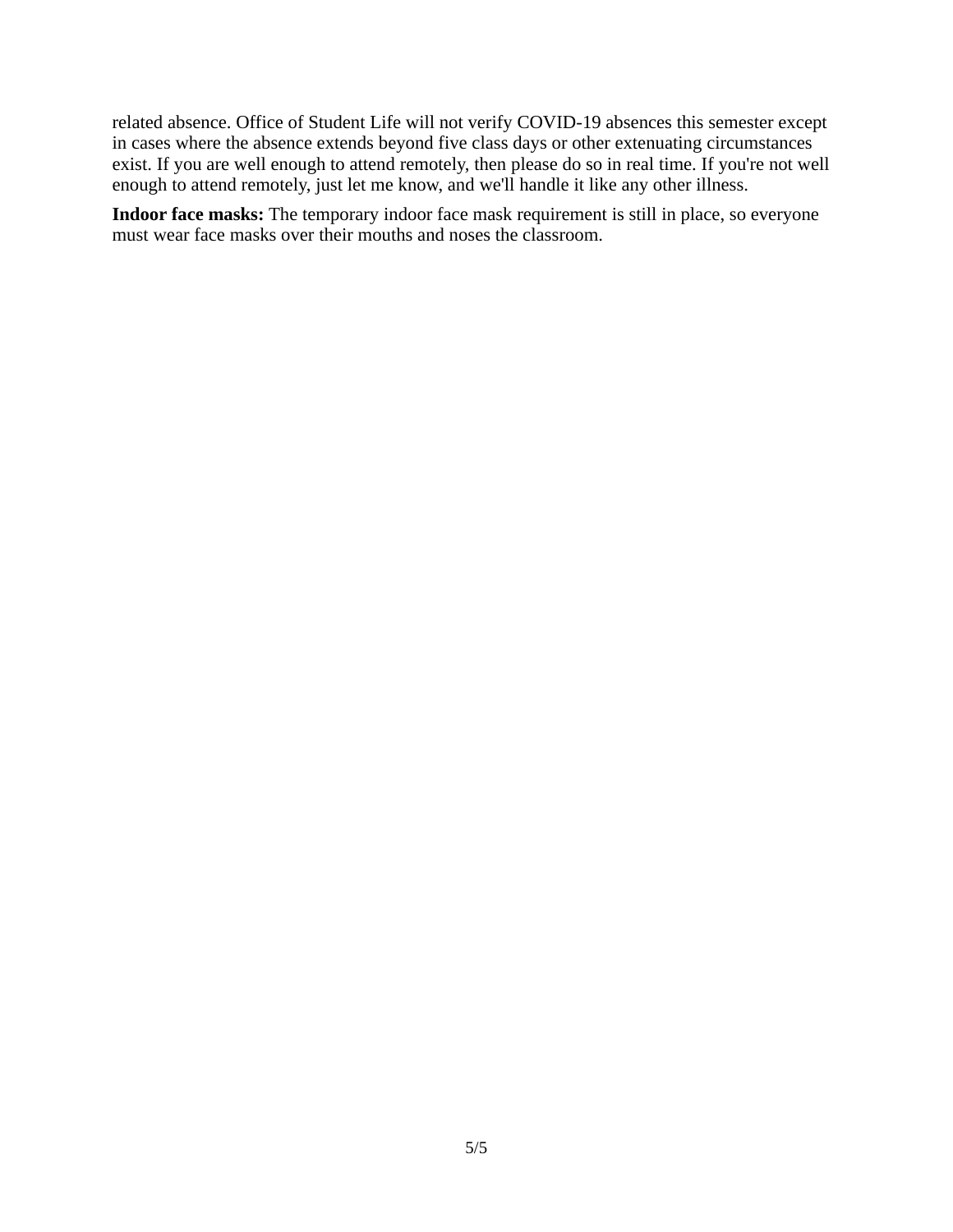related absence. Office of Student Life will not verify COVID-19 absences this semester except in cases where the absence extends beyond five class days or other extenuating circumstances exist. If you are well enough to attend remotely, then please do so in real time. If you're not well enough to attend remotely, just let me know, and we'll handle it like any other illness.

**Indoor face masks:** The temporary indoor face mask requirement is still in place, so everyone must wear face masks over their mouths and noses the classroom.